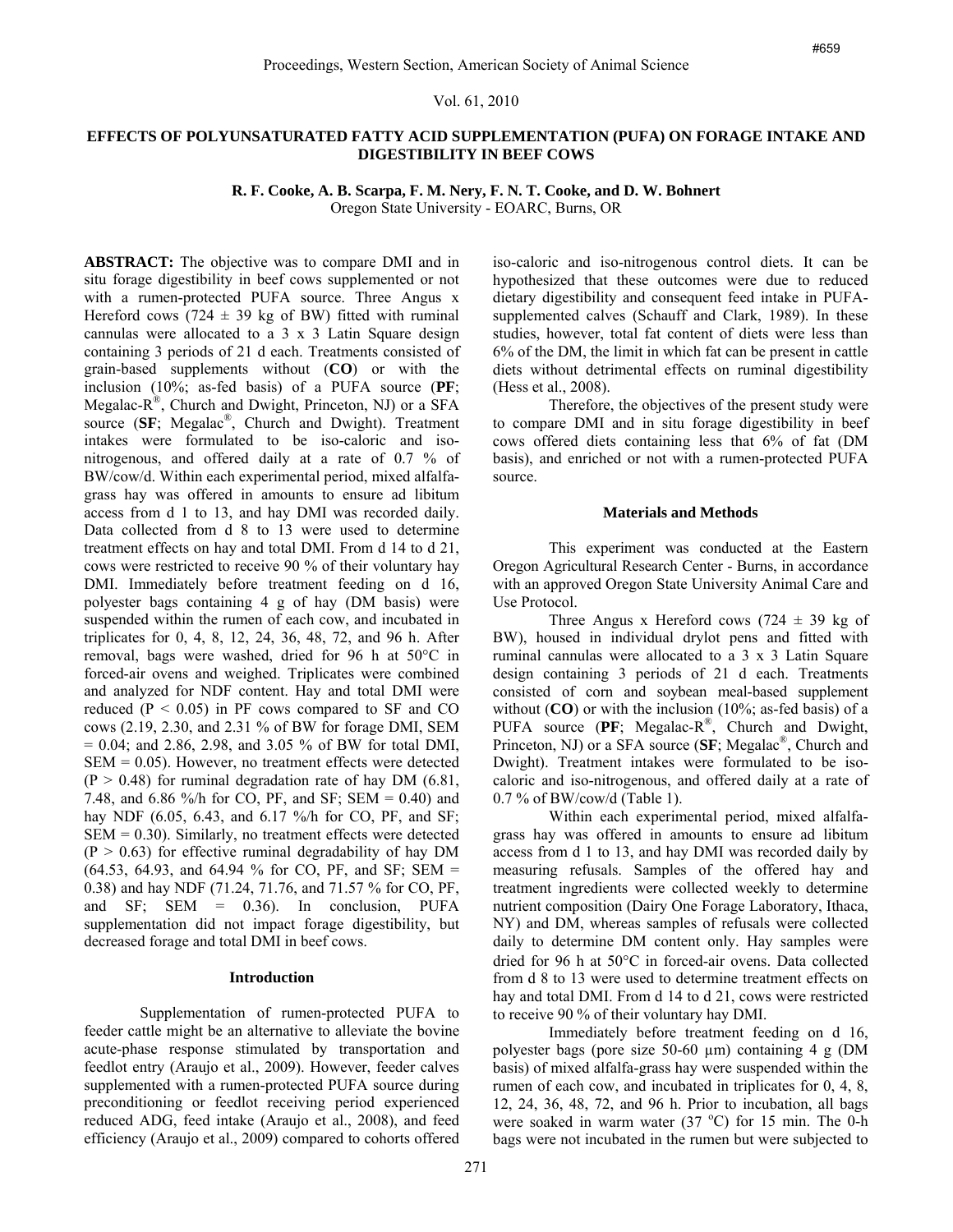# EFFECTS OF POLYUNSATURATED FATTY ACID SUPPLEMENTATION (PUFA) ON FORAGE INTAKE AND DIGESTIBILITY IN BEEF COWS

**R. F. Cooke, A. B. Scarpa, F. M. Nery, F. N. T. Cooke, and D. W. Bohnert**
Oregon State University - EOARC, Burns, OR

**ABSTRACT:** The objective was to compare DMI and in situ forage digestibility in beef cows supplemented or not with a rumen-protected PUFA source. Three Angus x Hereford cows (724 ± 39 kg of BW) fitted with ruminal cannulas were allocated to a 3 x 3 Latin Square design containing 3 periods of 21 d each. Treatments consisted of grain-based supplements without (**CO**) or with the inclusion (10%; as-fed basis) of a PUFA source (**PF**; Megalac-R®, Church and Dwight, Princeton, NJ) or a SFA source (**SF**; Megalac®, Church and Dwight). Treatment intakes were formulated to be iso-caloric and iso-nitrogenous, and offered daily at a rate of 0.7 % of BW/cow/d. Within each experimental period, mixed alfalfa-grass hay was offered in amounts to ensure ad libitum access from d 1 to 13, and hay DMI was recorded daily. Data collected from d 8 to 13 were used to determine treatment effects on hay and total DMI. From d 14 to d 21, cows were restricted to receive 90 % of their voluntary hay DMI. Immediately before treatment feeding on d 16, polyester bags containing 4 g of hay (DM basis) were suspended within the rumen of each cow, and incubated in triplicates for 0, 4, 8, 12, 24, 36, 48, 72, and 96 h. After removal, bags were washed, dried for 96 h at 50°C in forced-air ovens and weighed. Triplicates were combined and analyzed for NDF content. Hay and total DMI were reduced ($P < 0.05$) in PF cows compared to SF and CO cows (2.19, 2.30, and 2.31 % of BW for forage DMI, SEM = 0.04; and 2.86, 2.98, and 3.05 % of BW for total DMI, SEM = 0.05). However, no treatment effects were detected ($P > 0.48$) for ruminal degradation rate of hay DM (6.81, 7.48, and 6.86 %/h for CO, PF, and SF; SEM = 0.40) and hay NDF (6.05, 6.43, and 6.17 %/h for CO, PF, and SF; SEM = 0.30). Similarly, no treatment effects were detected ($P > 0.63$) for effective ruminal degradability of hay DM (64.53, 64.93, and 64.94 % for CO, PF, and SF; SEM = 0.38) and hay NDF (71.24, 71.76, and 71.57 % for CO, PF, and SF; SEM = 0.36). In conclusion, PUFA supplementation did not impact forage digestibility, but decreased forage and total DMI in beef cows.

## Introduction

Supplementation of rumen-protected PUFA to feeder cattle might be an alternative to alleviate the bovine acute-phase response stimulated by transportation and feedlot entry (Araujo et al., 2009). However, feeder calves supplemented with a rumen-protected PUFA source during preconditioning or feedlot receiving period experienced reduced ADG, feed intake (Araujo et al., 2008), and feed efficiency (Araujo et al., 2009) compared to cohorts offered iso-caloric and iso-nitrogenous control diets. It can be hypothesized that these outcomes were due to reduced dietary digestibility and consequent feed intake in PUFA-supplemented calves (Schauff and Clark, 1989). In these studies, however, total fat content of diets were less than 6% of the DM, the limit in which fat can be present in cattle diets without detrimental effects on ruminal digestibility (Hess et al., 2008).

Therefore, the objectives of the present study were to compare DMI and in situ forage digestibility in beef cows offered diets containing less that 6% of fat (DM basis), and enriched or not with a rumen-protected PUFA source.

## Materials and Methods

This experiment was conducted at the Eastern Oregon Agricultural Research Center - Burns, in accordance with an approved Oregon State University Animal Care and Use Protocol.

Three Angus x Hereford cows (724 ± 39 kg of BW), housed in individual drylot pens and fitted with ruminal cannulas were allocated to a 3 x 3 Latin Square design containing 3 periods of 21 d each. Treatments consisted of corn and soybean meal-based supplement without (**CO**) or with the inclusion (10%; as-fed basis) of a PUFA source (**PF**; Megalac-R®, Church and Dwight, Princeton, NJ) or a SFA source (**SF**; Megalac®, Church and Dwight). Treatment intakes were formulated to be iso-caloric and iso-nitrogenous, and offered daily at a rate of 0.7 % of BW/cow/d (Table 1).

Within each experimental period, mixed alfalfa-grass hay was offered in amounts to ensure ad libitum access from d 1 to 13, and hay DMI was recorded daily by measuring refusals. Samples of the offered hay and treatment ingredients were collected weekly to determine nutrient composition (Dairy One Forage Laboratory, Ithaca, NY) and DM, whereas samples of refusals were collected daily to determine DM content only. Hay samples were dried for 96 h at 50°C in forced-air ovens. Data collected from d 8 to 13 were used to determine treatment effects on hay and total DMI. From d 14 to d 21, cows were restricted to receive 90 % of their voluntary hay DMI.

Immediately before treatment feeding on d 16, polyester bags (pore size 50-60 µm) containing 4 g (DM basis) of mixed alfalfa-grass hay were suspended within the rumen of each cow, and incubated in triplicates for 0, 4, 8, 12, 24, 36, 48, 72, and 96 h. Prior to incubation, all bags were soaked in warm water (37 °C) for 15 min. The 0-h bags were not incubated in the rumen but were subjected to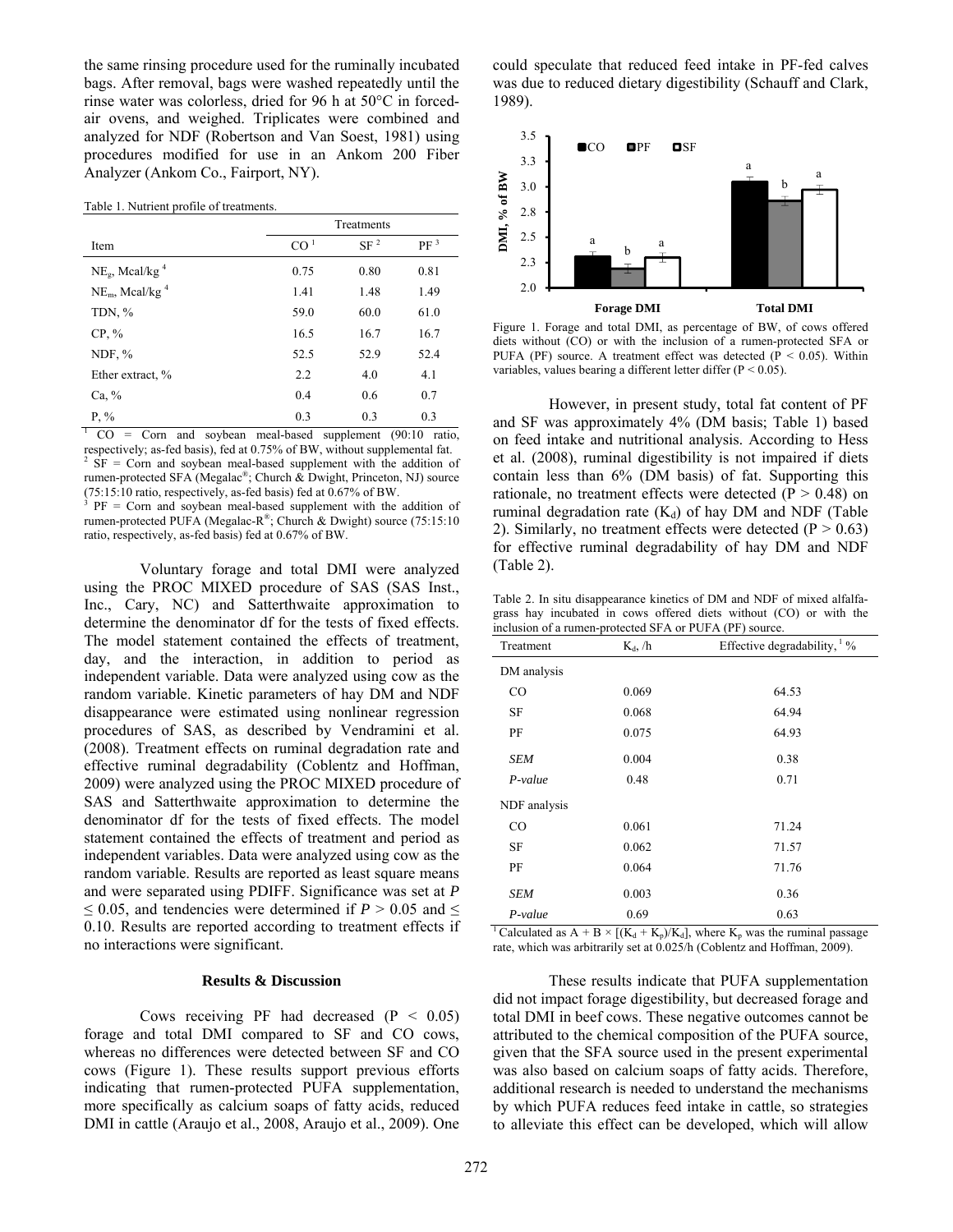the same rinsing procedure used for the ruminally incubated bags. After removal, bags were washed repeatedly until the rinse water was colorless, dried for 96 h at 50°C in forced-air ovens, and weighed. Triplicates were combined and analyzed for NDF (Robertson and Van Soest, 1981) using procedures modified for use in an Ankom 200 Fiber Analyzer (Ankom Co., Fairport, NY).

Table 1. Nutrient profile of treatments.

| Item | Treatments | | |
|---|---|---|---|
| | CO [1] | SF [2] | PF [3] |
| $NE_g$, Mcal/kg [4] | 0.75 | 0.80 | 0.81 |
| $NE_m$, Mcal/kg [4] | 1.41 | 1.48 | 1.49 |
| TDN, % | 59.0 | 60.0 | 61.0 |
| CP, % | 16.5 | 16.7 | 16.7 |
| NDF, % | 52.5 | 52.9 | 52.4 |
| Ether extract, % | 2.2 | 4.0 | 4.1 |
| Ca, % | 0.4 | 0.6 | 0.7 |
| P, % | 0.3 | 0.3 | 0.3 |

[1] CO = Corn and soybean meal-based supplement (90:10 ratio, respectively; as-fed basis), fed at 0.75% of BW, without supplemental fat.
[2] SF = Corn and soybean meal-based supplement with the addition of rumen-protected SFA (Megalac®; Church & Dwight, Princeton, NJ) source (75:15:10 ratio, respectively, as-fed basis) fed at 0.67% of BW.
[3] PF = Corn and soybean meal-based supplement with the addition of rumen-protected PUFA (Megalac-R®; Church & Dwight) source (75:15:10 ratio, respectively, as-fed basis) fed at 0.67% of BW.

Voluntary forage and total DMI were analyzed using the PROC MIXED procedure of SAS (SAS Inst., Inc., Cary, NC) and Satterthwaite approximation to determine the denominator df for the tests of fixed effects. The model statement contained the effects of treatment, day, and the interaction, in addition to period as independent variable. Data were analyzed using cow as the random variable. Kinetic parameters of hay DM and NDF disappearance were estimated using nonlinear regression procedures of SAS, as described by Vendramini et al. (2008). Treatment effects on ruminal degradation rate and effective ruminal degradability (Coblentz and Hoffman, 2009) were analyzed using the PROC MIXED procedure of SAS and Satterthwaite approximation to determine the denominator df for the tests of fixed effects. The model statement contained the effects of treatment and period as independent variables. Data were analyzed using cow as the random variable. Results are reported as least square means and were separated using PDIFF. Significance was set at $P \leq 0.05$, and tendencies were determined if $P > 0.05$ and $\leq 0.10$. Results are reported according to treatment effects if no interactions were significant.

## Results & Discussion

Cows receiving PF had decreased ($P < 0.05$) forage and total DMI compared to SF and CO cows, whereas no differences were detected between SF and CO cows (Figure 1). These results support previous efforts indicating that rumen-protected PUFA supplementation, more specifically as calcium soaps of fatty acids, reduced DMI in cattle (Araujo et al., 2008, Araujo et al., 2009). One could speculate that reduced feed intake in PF-fed calves was due to reduced dietary digestibility (Schauff and Clark, 1989).

Figure 1. Forage and total DMI, as percentage of BW, of cows offered diets without (CO) or with the inclusion of a rumen-protected SFA or PUFA (PF) source. A treatment effect was detected ($P < 0.05$). Within variables, values bearing a different letter differ ($P < 0.05$).

However, in present study, total fat content of PF and SF was approximately 4% (DM basis; Table 1) based on feed intake and nutritional analysis. According to Hess et al. (2008), ruminal digestibility is not impaired if diets contain less than 6% (DM basis) of fat. Supporting this rationale, no treatment effects were detected ($P > 0.48$) on ruminal degradation rate ($K_d$) of hay DM and NDF (Table 2). Similarly, no treatment effects were detected ($P > 0.63$) for effective ruminal degradability of hay DM and NDF (Table 2).

Table 2. In situ disappearance kinetics of DM and NDF of mixed alfalfa-grass hay incubated in cows offered diets without (CO) or with the inclusion of a rumen-protected SFA or PUFA (PF) source.

| Treatment | $K_d$, /h | Effective degradability, [1] % |
|---|---|---|
| DM analysis | | |
| CO | 0.069 | 64.53 |
| SF | 0.068 | 64.94 |
| PF | 0.075 | 64.93 |
| *SEM* | 0.004 | 0.38 |
| *P-value* | 0.48 | 0.71 |
| NDF analysis | | |
| CO | 0.061 | 71.24 |
| SF | 0.062 | 71.57 |
| PF | 0.064 | 71.76 |
| *SEM* | 0.003 | 0.36 |
| *P-value* | 0.69 | 0.63 |

[1] Calculated as $A + B \times [(K_d + K_p)/K_d]$, where $K_p$ was the ruminal passage rate, which was arbitrarily set at 0.025/h (Coblentz and Hoffman, 2009).

These results indicate that PUFA supplementation did not impact forage digestibility, but decreased forage and total DMI in beef cows. These negative outcomes cannot be attributed to the chemical composition of the PUFA source, given that the SFA source used in the present experimental was also based on calcium soaps of fatty acids. Therefore, additional research is needed to understand the mechanisms by which PUFA reduces feed intake in cattle, so strategies to alleviate this effect can be developed, which will allow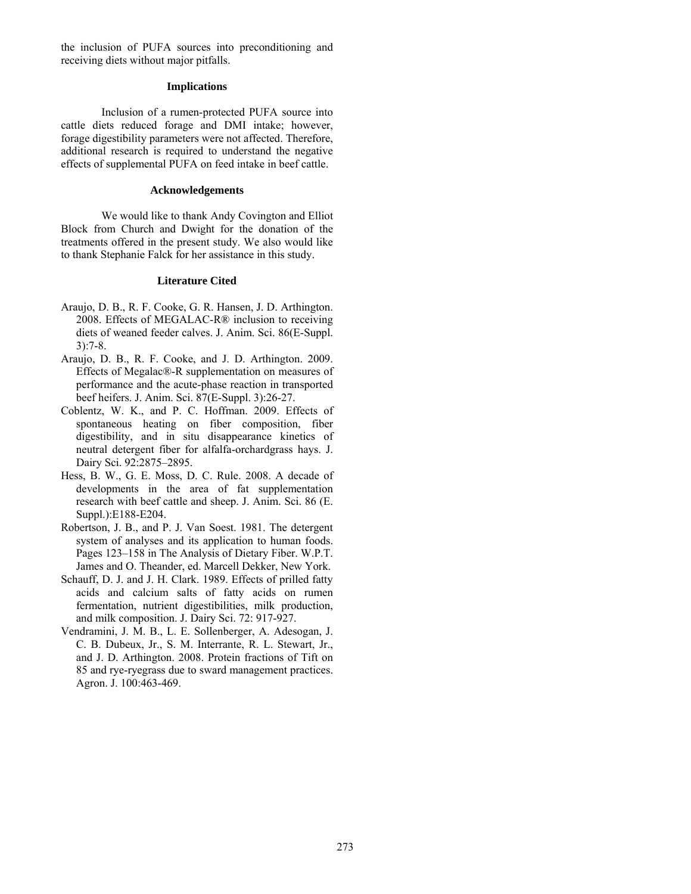the inclusion of PUFA sources into preconditioning and receiving diets without major pitfalls.

## Implications

Inclusion of a rumen-protected PUFA source into cattle diets reduced forage and DMI intake; however, forage digestibility parameters were not affected. Therefore, additional research is required to understand the negative effects of supplemental PUFA on feed intake in beef cattle.

## Acknowledgements

We would like to thank Andy Covington and Elliot Block from Church and Dwight for the donation of the treatments offered in the present study. We also would like to thank Stephanie Falck for her assistance in this study.

## Literature Cited

Araujo, D. B., R. F. Cooke, G. R. Hansen, J. D. Arthington. 2008. Effects of MEGALAC-R® inclusion to receiving diets of weaned feeder calves. J. Anim. Sci. 86(E-Suppl. 3):7-8.

Araujo, D. B., R. F. Cooke, and J. D. Arthington. 2009. Effects of Megalac®-R supplementation on measures of performance and the acute-phase reaction in transported beef heifers. J. Anim. Sci. 87(E-Suppl. 3):26-27.

Coblentz, W. K., and P. C. Hoffman. 2009. Effects of spontaneous heating on fiber composition, fiber digestibility, and in situ disappearance kinetics of neutral detergent fiber for alfalfa-orchardgrass hays. J. Dairy Sci. 92:2875–2895.

Hess, B. W., G. E. Moss, D. C. Rule. 2008. A decade of developments in the area of fat supplementation research with beef cattle and sheep. J. Anim. Sci. 86 (E. Suppl.):E188-E204.

Robertson, J. B., and P. J. Van Soest. 1981. The detergent system of analyses and its application to human foods. Pages 123–158 in The Analysis of Dietary Fiber. W.P.T. James and O. Theander, ed. Marcell Dekker, New York.

Schauff, D. J. and J. H. Clark. 1989. Effects of prilled fatty acids and calcium salts of fatty acids on rumen fermentation, nutrient digestibilities, milk production, and milk composition. J. Dairy Sci. 72: 917-927.

Vendramini, J. M. B., L. E. Sollenberger, A. Adesogan, J. C. B. Dubeux, Jr., S. M. Interrante, R. L. Stewart, Jr., and J. D. Arthington. 2008. Protein fractions of Tift on 85 and rye-ryegrass due to sward management practices. Agron. J. 100:463-469.